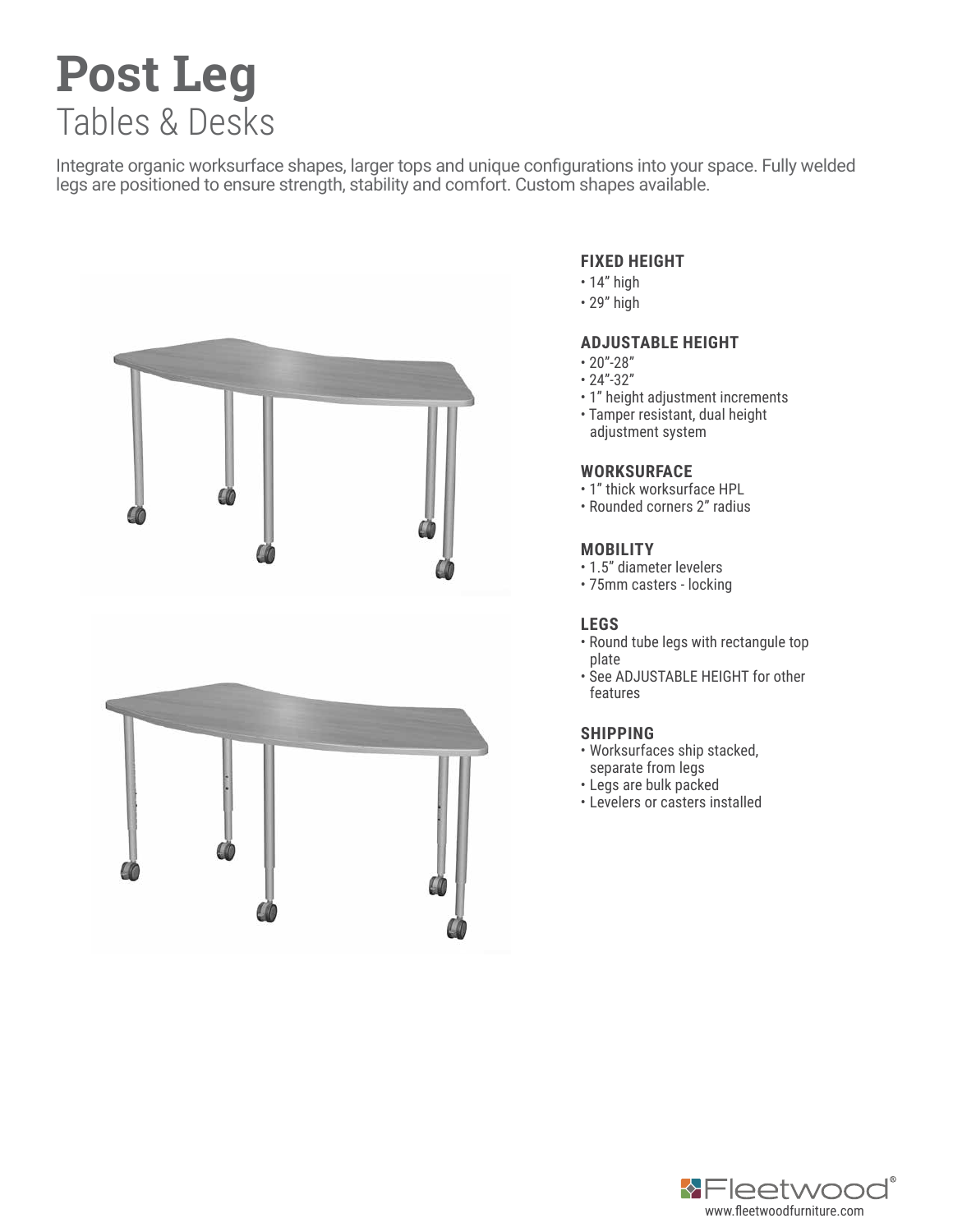# Post Leg

## Tables & Desks

Integrate organic worksurface shapes, larger tops and unique configurations into your space. Fully welded legs are positioned to ensure strength, stability and comfort. Custom shapes available.

### FIXED HEIGHT

- 14" high
- 29" high

### ADJUSTABLE HEIGHT

- 20"-28"
- 24"-32"
- 1" height adjustment increments
- Tamper resistant, dual height adjustment system

### WORKSURFACE

- 1" thick worksurface HPL
- Rounded corners 2" radius

### MOBILITY

- 1.5" diameter levelers
- 75mm casters - locking

### LEGS

- Round tube legs with rectangule top plate
- See ADJUSTABLE HEIGHT for other features

### SHIPPING

- Worksurfaces ship stacked, separate from legs
- Legs are bulk packed
- Levelers or casters installed

Fleetwood®
www.fleetwoodfurniture.com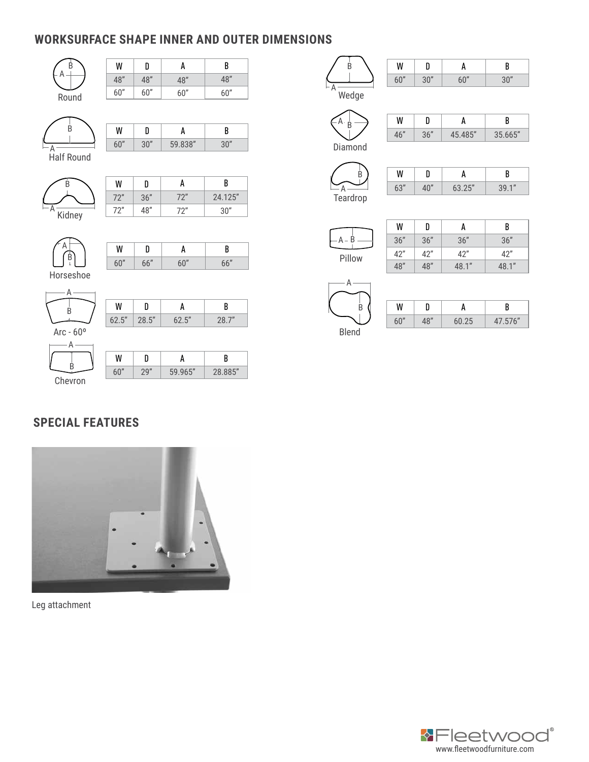## WORKSURFACE SHAPE INNER AND OUTER DIMENSIONS

**Round**

| W | D | A | B |
|---|---|---|---|
| 48" | 48" | 48" | 48" |
| 60" | 60" | 60" | 60" |

**Half Round**

| W | D | A | B |
|---|---|---|---|
| 60" | 30" | 59.838" | 30" |

**Kidney**

| W | D | A | B |
|---|---|---|---|
| 72" | 36" | 72" | 24.125" |
| 72" | 48" | 72" | 30" |

**Horseshoe**

| W | D | A | B |
|---|---|---|---|
| 60" | 66" | 60" | 66" |

**Arc - 60º**

| W | D | A | B |
|---|---|---|---|
| 62.5" | 28.5" | 62.5" | 28.7" |

**Chevron**

| W | D | A | B |
|---|---|---|---|
| 60" | 29" | 59.965" | 28.885" |

**Wedge**

| W | D | A | B |
|---|---|---|---|
| 60" | 30" | 60" | 30" |

**Diamond**

| W | D | A | B |
|---|---|---|---|
| 46" | 36" | 45.485" | 35.665" |

**Teardrop**

| W | D | A | B |
|---|---|---|---|
| 63" | 40" | 63.25" | 39.1" |

**Pillow**

| W | D | A | B |
|---|---|---|---|
| 36" | 36" | 36" | 36" |
| 42" | 42" | 42" | 42" |
| 48" | 48" | 48.1" | 48.1" |

**Blend**

| W | D | A | B |
|---|---|---|---|
| 60" | 48" | 60.25 | 47.576" |

## SPECIAL FEATURES

Leg attachment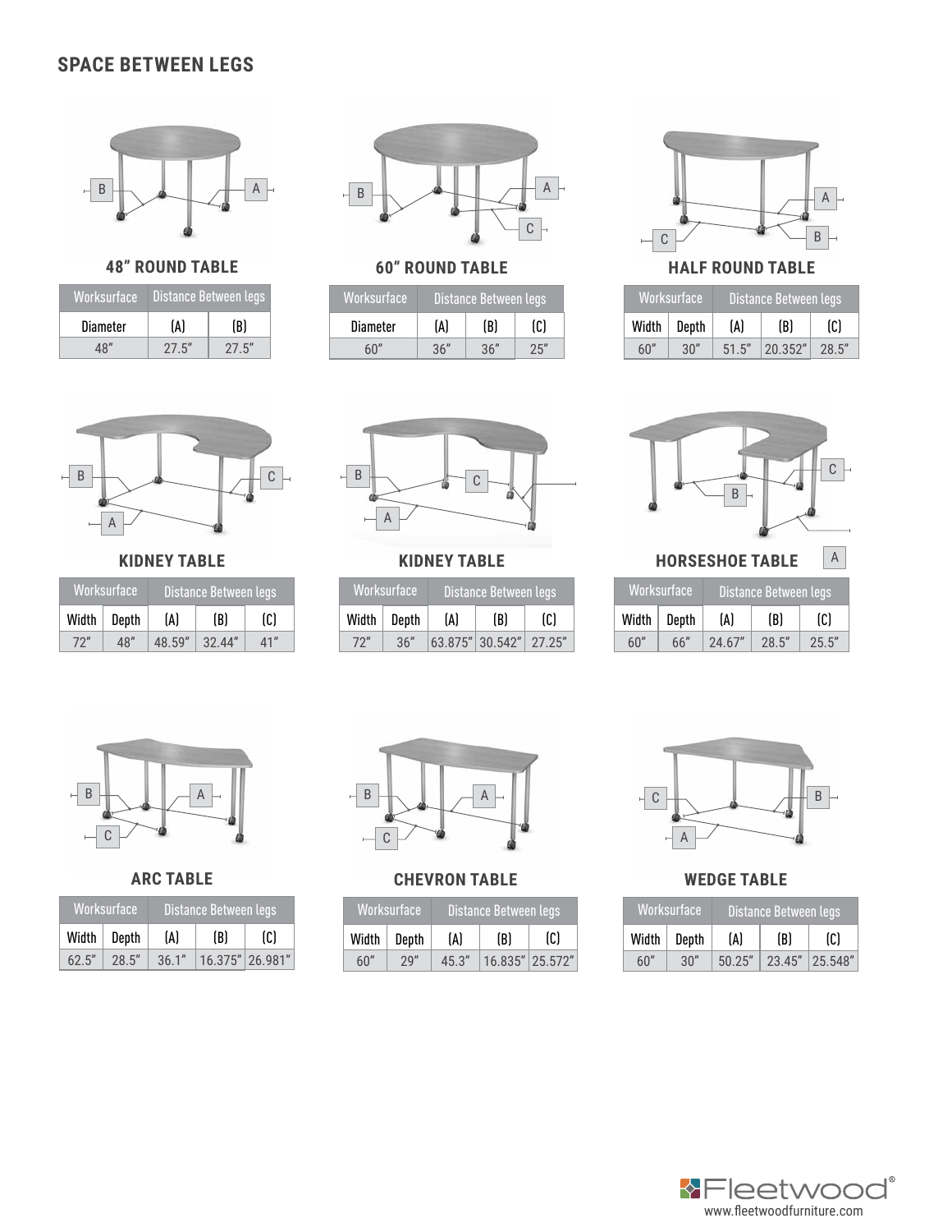## SPACE BETWEEN LEGS

### 48" ROUND TABLE

| Worksurface | Distance Between legs | |
|---|---|---|
| Diameter | (A) | (B) |
| 48" | 27.5" | 27.5" |

### 60" ROUND TABLE

| Worksurface | Distance Between legs | | |
|---|---|---|---|
| Diameter | (A) | (B) | (C) |
| 60" | 36" | 36" | 25" |

### HALF ROUND TABLE

| Worksurface | | Distance Between legs | | |
|---|---|---|---|---|
| Width | Depth | (A) | (B) | (C) |
| 60" | 30" | 51.5" | 20.352" | 28.5" |

### KIDNEY TABLE

| Worksurface | | Distance Between legs | | |
|---|---|---|---|---|
| Width | Depth | (A) | (B) | (C) |
| 72" | 48" | 48.59" | 32.44" | 41" |

### KIDNEY TABLE

| Worksurface | | Distance Between legs | | |
|---|---|---|---|---|
| Width | Depth | (A) | (B) | (C) |
| 72" | 36" | 63.875" | 30.542" | 27.25" |

### HORSESHOE TABLE

| Worksurface | | Distance Between legs | | |
|---|---|---|---|---|
| Width | Depth | (A) | (B) | (C) |
| 60" | 66" | 24.67" | 28.5" | 25.5" |

### ARC TABLE

| Worksurface | | Distance Between legs | | |
|---|---|---|---|---|
| Width | Depth | (A) | (B) | (C) |
| 62.5" | 28.5" | 36.1" | 16.375" | 26.981" |

### CHEVRON TABLE

| Worksurface | | Distance Between legs | | |
|---|---|---|---|---|
| Width | Depth | (A) | (B) | (C) |
| 60" | 29" | 45.3" | 16.835" | 25.572" |

### WEDGE TABLE

| Worksurface | | Distance Between legs | | |
|---|---|---|---|---|
| Width | Depth | (A) | (B) | (C) |
| 60" | 30" | 50.25" | 23.45" | 25.548" |

Fleetwood®
www.fleetwoodfurniture.com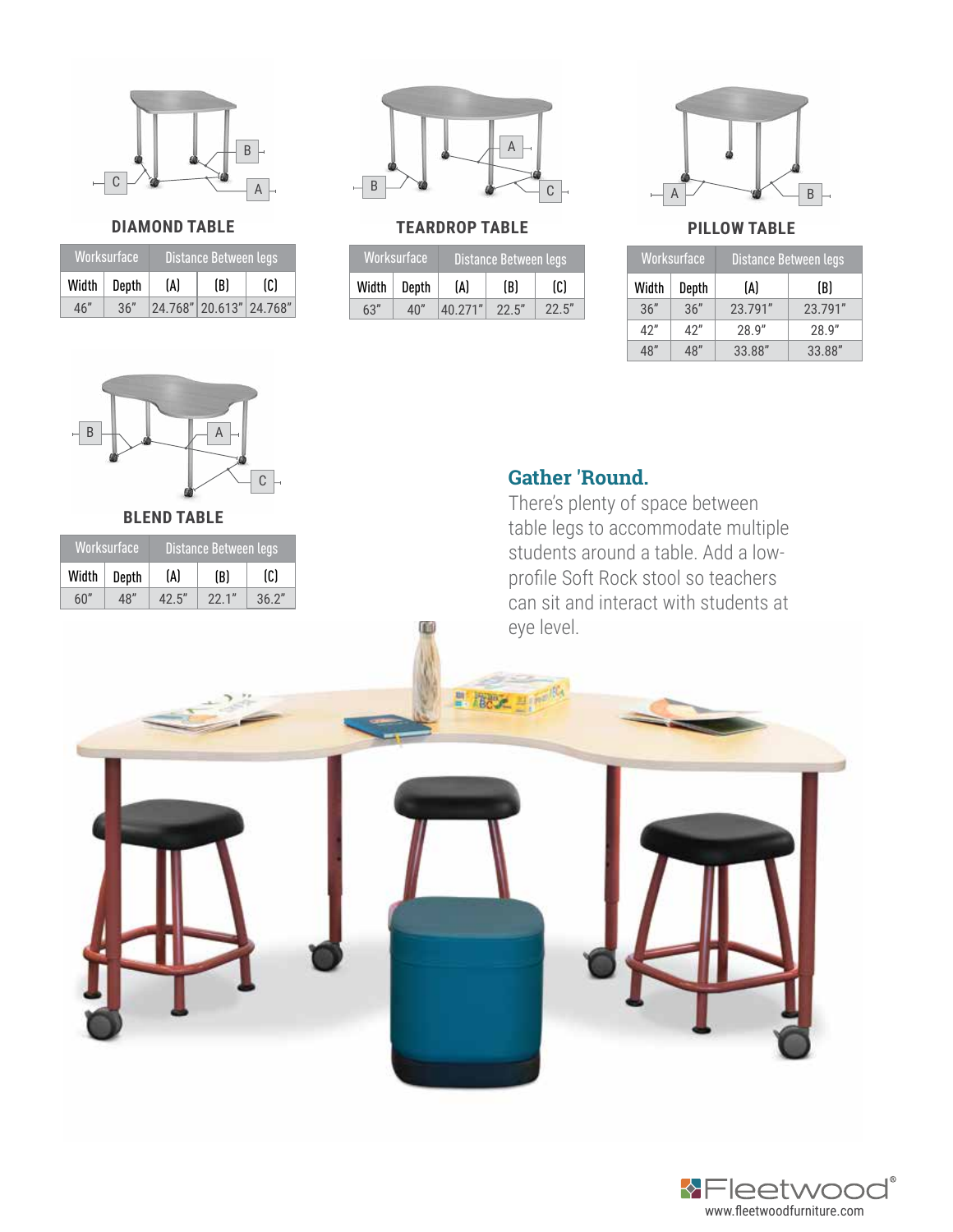### DIAMOND TABLE

| Worksurface | | Distance Between legs | | |
|---|---|---|---|---|
| Width | Depth | (A) | (B) | (C) |
| 46" | 36" | 24.768" | 20.613" | 24.768" |

### TEARDROP TABLE

| Worksurface | | Distance Between legs | | |
|---|---|---|---|---|
| Width | Depth | (A) | (B) | (C) |
| 63" | 40" | 40.271" | 22.5" | 22.5" |

### PILLOW TABLE

| Worksurface | | Distance Between legs | |
|---|---|---|---|
| Width | Depth | (A) | (B) |
| 36" | 36" | 23.791" | 23.791" |
| 42" | 42" | 28.9" | 28.9" |
| 48" | 48" | 33.88" | 33.88" |

### BLEND TABLE

| Worksurface | | Distance Between legs | | |
|---|---|---|---|---|
| Width | Depth | (A) | (B) | (C) |
| 60" | 48" | 42.5" | 22.1" | 36.2" |

## Gather 'Round.

There's plenty of space between table legs to accommodate multiple students around a table. Add a low-profile Soft Rock stool so teachers can sit and interact with students at eye level.

Fleetwood®
www.fleetwoodfurniture.com